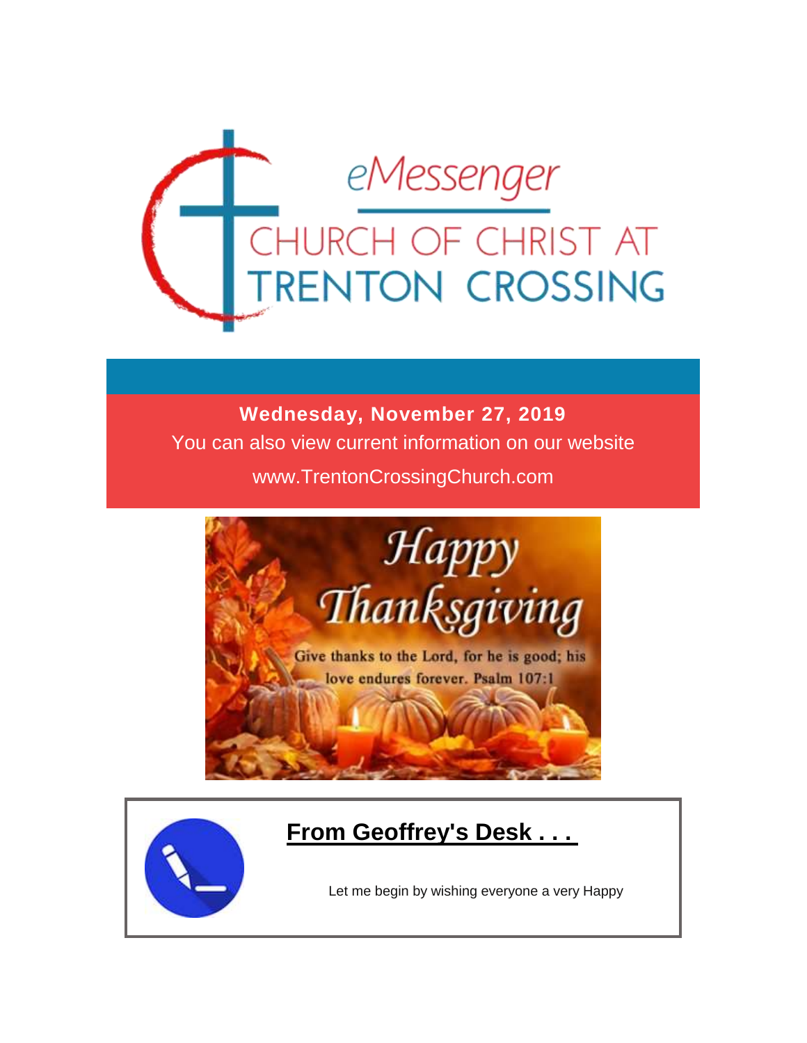eMessenger

CHURCH OF CHRIST AT TRENTON CROSSING

**Wednesday, November 27, 2019**

You can also view current information on our website

www.TrentonCrossingChurch.com

Happy Thanksgiving

Give thanks to the Lord, for he is good; his love endures forever. Psalm 107:1

## From Geoffrey's Desk . . .

Let me begin by wishing everyone a very Happy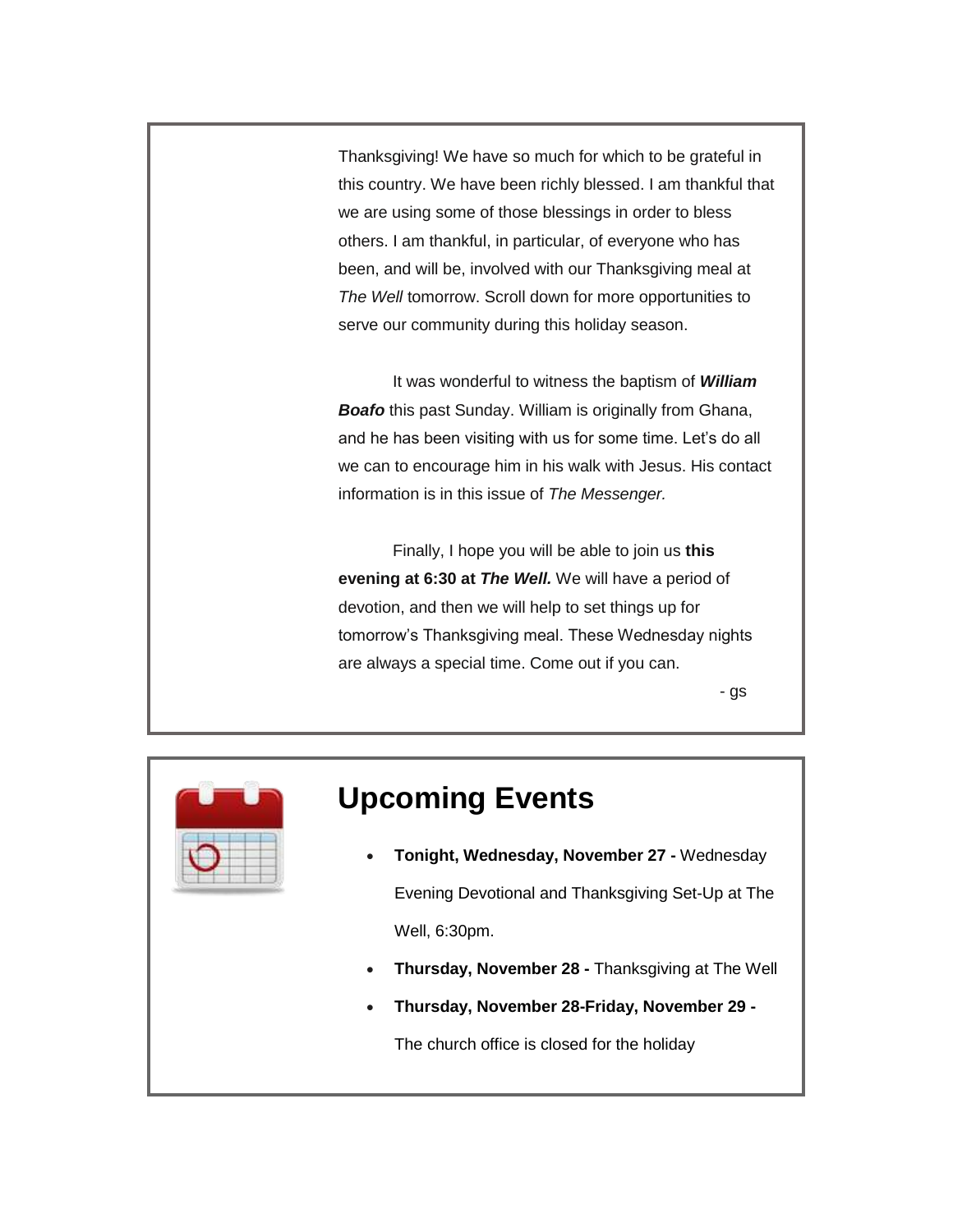Thanksgiving! We have so much for which to be grateful in this country. We have been richly blessed. I am thankful that we are using some of those blessings in order to bless others. I am thankful, in particular, of everyone who has been, and will be, involved with our Thanksgiving meal at *The Well* tomorrow. Scroll down for more opportunities to serve our community during this holiday season.

It was wonderful to witness the baptism of ***William Boafo*** this past Sunday. William is originally from Ghana, and he has been visiting with us for some time. Let's do all we can to encourage him in his walk with Jesus. His contact information is in this issue of *The Messenger.*

Finally, I hope you will be able to join us **this evening at 6:30 at *The Well.*** We will have a period of devotion, and then we will help to set things up for tomorrow's Thanksgiving meal. These Wednesday nights are always a special time. Come out if you can.

- gs

## Upcoming Events

- **Tonight, Wednesday, November 27 -** Wednesday Evening Devotional and Thanksgiving Set-Up at The Well, 6:30pm.
- **Thursday, November 28 -** Thanksgiving at The Well
- **Thursday, November 28-Friday, November 29 -** The church office is closed for the holiday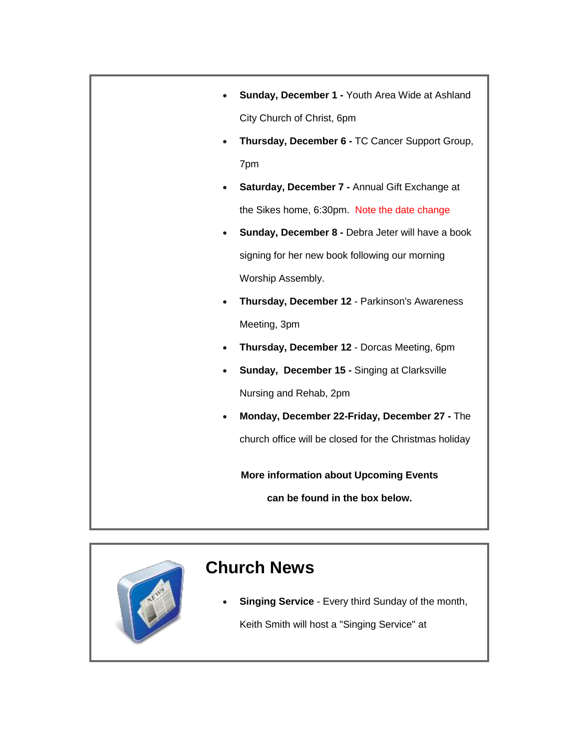- **Sunday, December 1 -** Youth Area Wide at Ashland City Church of Christ, 6pm
- **Thursday, December 6 -** TC Cancer Support Group, 7pm
- **Saturday, December 7 -** Annual Gift Exchange at the Sikes home, 6:30pm. Note the date change
- **Sunday, December 8 -** Debra Jeter will have a book signing for her new book following our morning Worship Assembly.
- **Thursday, December 12** - Parkinson's Awareness Meeting, 3pm
- **Thursday, December 12** - Dorcas Meeting, 6pm
- **Sunday, December 15 -** Singing at Clarksville Nursing and Rehab, 2pm
- **Monday, December 22-Friday, December 27 -** The church office will be closed for the Christmas holiday

**More information about Upcoming Events can be found in the box below.**

## Church News

- **Singing Service** - Every third Sunday of the month, Keith Smith will host a "Singing Service" at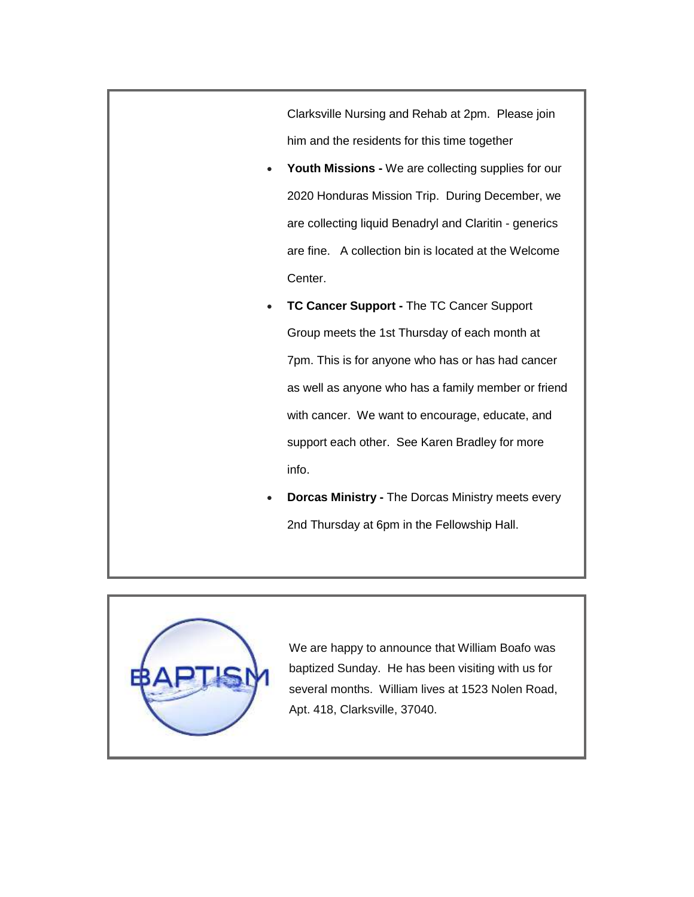Clarksville Nursing and Rehab at 2pm. Please join him and the residents for this time together

- **Youth Missions -** We are collecting supplies for our 2020 Honduras Mission Trip. During December, we are collecting liquid Benadryl and Claritin - generics are fine. A collection bin is located at the Welcome Center.
- **TC Cancer Support -** The TC Cancer Support Group meets the 1st Thursday of each month at 7pm. This is for anyone who has or has had cancer as well as anyone who has a family member or friend with cancer. We want to encourage, educate, and support each other. See Karen Bradley for more info.
- **Dorcas Ministry -** The Dorcas Ministry meets every 2nd Thursday at 6pm in the Fellowship Hall.

BAPTISM

We are happy to announce that William Boafo was baptized Sunday. He has been visiting with us for several months. William lives at 1523 Nolen Road, Apt. 418, Clarksville, 37040.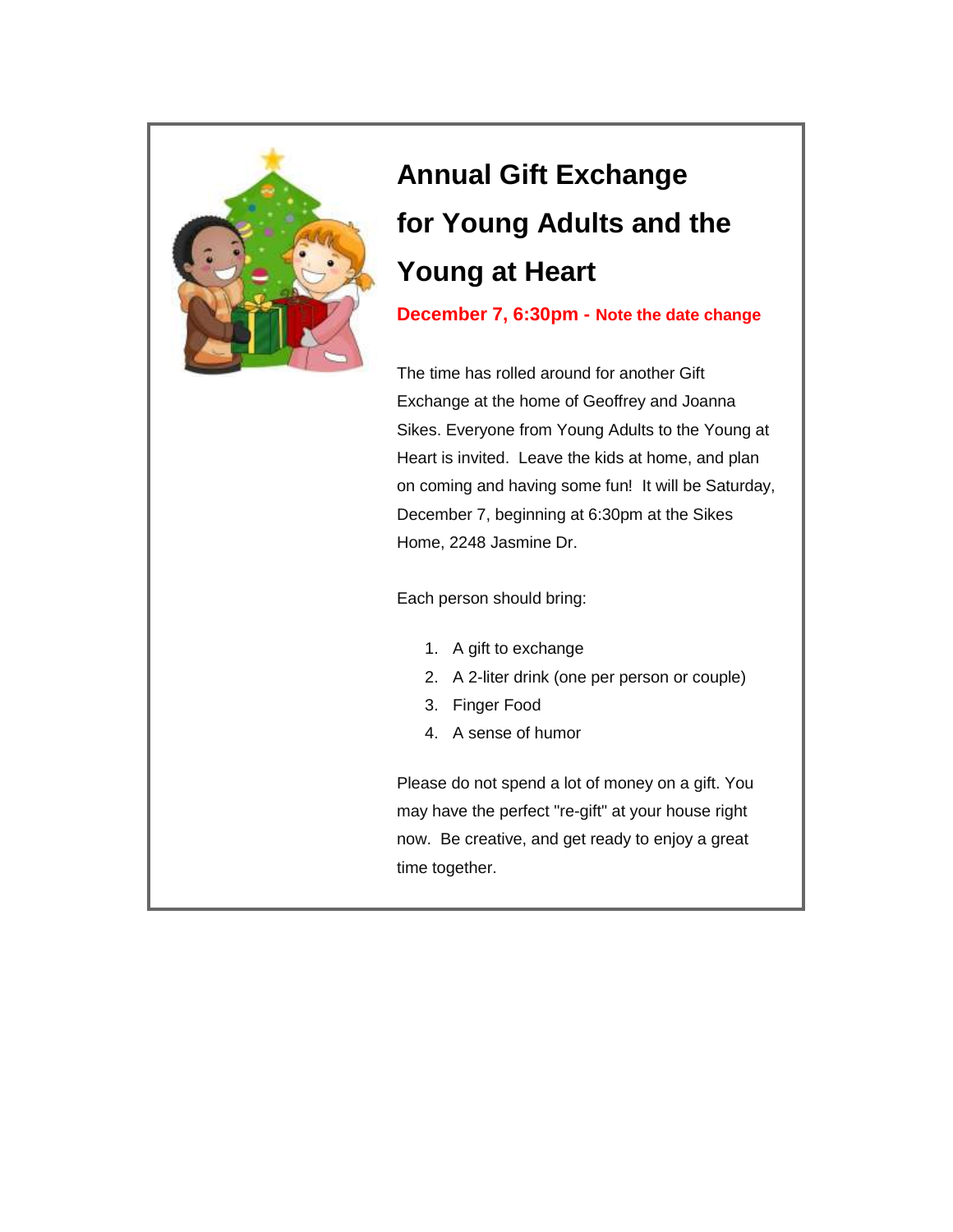# Annual Gift Exchange for Young Adults and the Young at Heart

**December 7, 6:30pm - Note the date change**

The time has rolled around for another Gift Exchange at the home of Geoffrey and Joanna Sikes. Everyone from Young Adults to the Young at Heart is invited. Leave the kids at home, and plan on coming and having some fun! It will be Saturday, December 7, beginning at 6:30pm at the Sikes Home, 2248 Jasmine Dr.

Each person should bring:

1. A gift to exchange
2. A 2-liter drink (one per person or couple)
3. Finger Food
4. A sense of humor

Please do not spend a lot of money on a gift. You may have the perfect "re-gift" at your house right now. Be creative, and get ready to enjoy a great time together.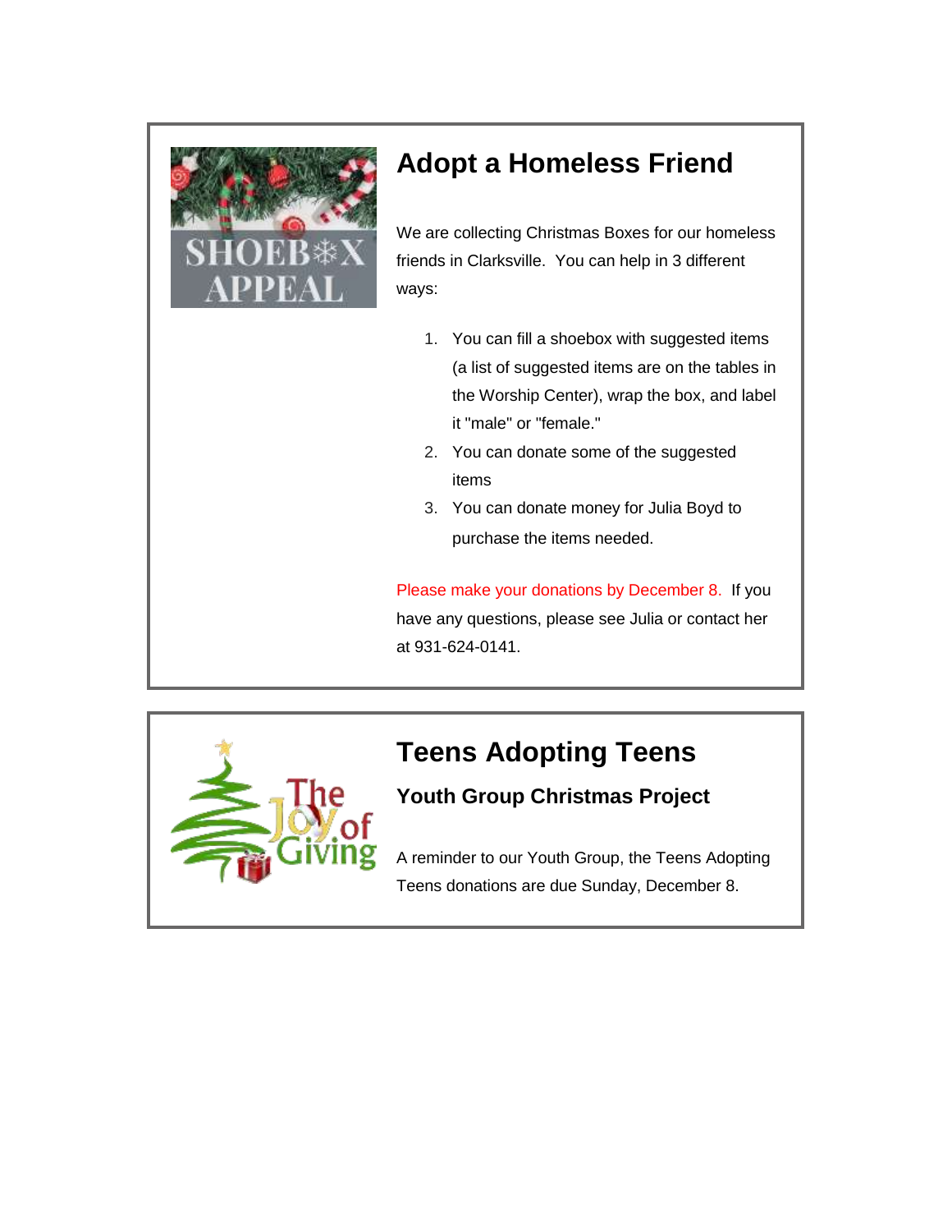## Adopt a Homeless Friend

We are collecting Christmas Boxes for our homeless friends in Clarksville. You can help in 3 different ways:

1. You can fill a shoebox with suggested items (a list of suggested items are on the tables in the Worship Center), wrap the box, and label it "male" or "female."
2. You can donate some of the suggested items
3. You can donate money for Julia Boyd to purchase the items needed.

Please make your donations by December 8. If you have any questions, please see Julia or contact her at 931-624-0141.

## Teens Adopting Teens

### Youth Group Christmas Project

A reminder to our Youth Group, the Teens Adopting Teens donations are due Sunday, December 8.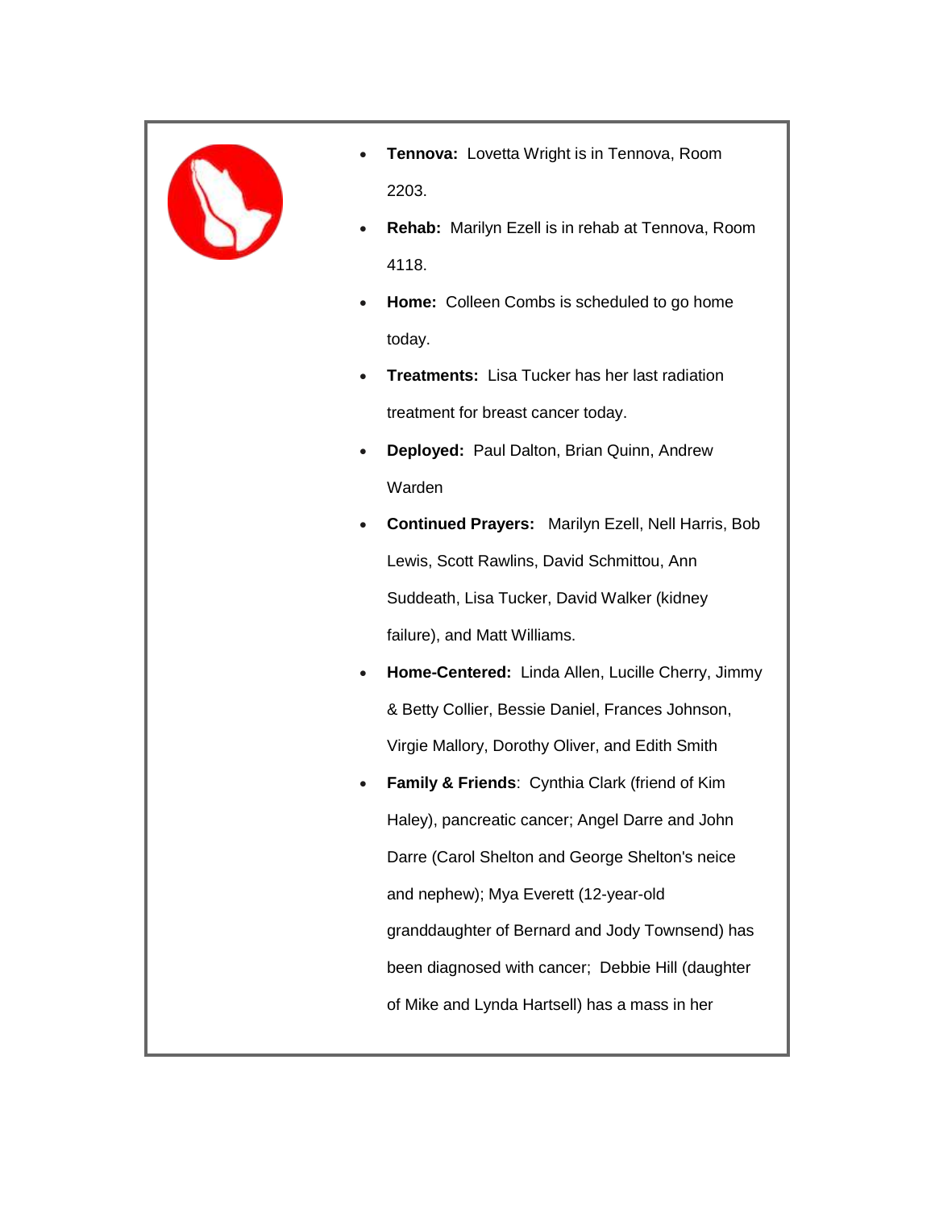- **Tennova:** Lovetta Wright is in Tennova, Room 2203.
- **Rehab:** Marilyn Ezell is in rehab at Tennova, Room 4118.
- **Home:** Colleen Combs is scheduled to go home today.
- **Treatments:** Lisa Tucker has her last radiation treatment for breast cancer today.
- **Deployed:** Paul Dalton, Brian Quinn, Andrew Warden
- **Continued Prayers:** Marilyn Ezell, Nell Harris, Bob Lewis, Scott Rawlins, David Schmittou, Ann Suddeath, Lisa Tucker, David Walker (kidney failure), and Matt Williams.
- **Home-Centered:** Linda Allen, Lucille Cherry, Jimmy & Betty Collier, Bessie Daniel, Frances Johnson, Virgie Mallory, Dorothy Oliver, and Edith Smith
- **Family & Friends**: Cynthia Clark (friend of Kim Haley), pancreatic cancer; Angel Darre and John Darre (Carol Shelton and George Shelton's neice and nephew); Mya Everett (12-year-old granddaughter of Bernard and Jody Townsend) has been diagnosed with cancer; Debbie Hill (daughter of Mike and Lynda Hartsell) has a mass in her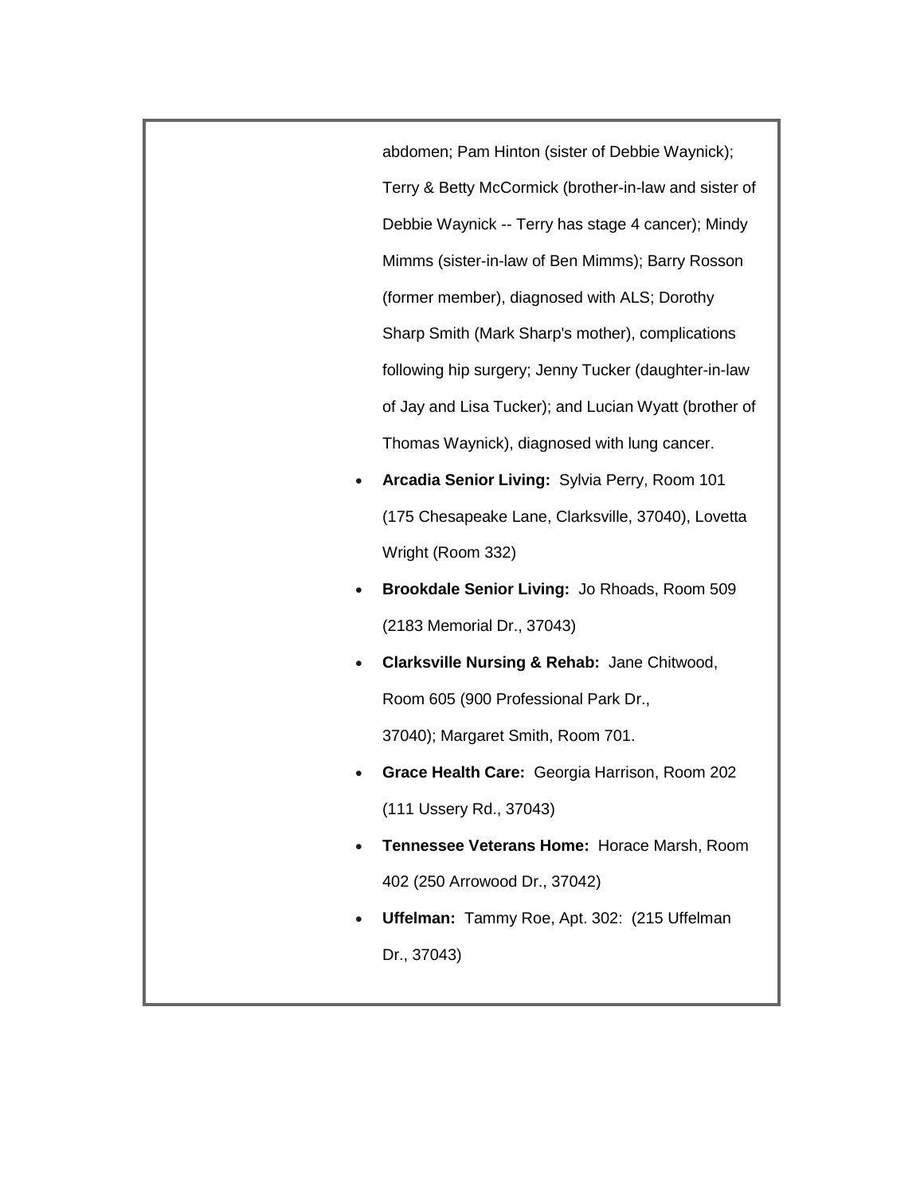abdomen; Pam Hinton (sister of Debbie Waynick); Terry & Betty McCormick (brother-in-law and sister of Debbie Waynick -- Terry has stage 4 cancer); Mindy Mimms (sister-in-law of Ben Mimms); Barry Rosson (former member), diagnosed with ALS; Dorothy Sharp Smith (Mark Sharp's mother), complications following hip surgery; Jenny Tucker (daughter-in-law of Jay and Lisa Tucker); and Lucian Wyatt (brother of Thomas Waynick), diagnosed with lung cancer.

- **Arcadia Senior Living:** Sylvia Perry, Room 101 (175 Chesapeake Lane, Clarksville, 37040), Lovetta Wright (Room 332)
- **Brookdale Senior Living:** Jo Rhoads, Room 509 (2183 Memorial Dr., 37043)
- **Clarksville Nursing & Rehab:** Jane Chitwood, Room 605 (900 Professional Park Dr., 37040); Margaret Smith, Room 701.
- **Grace Health Care:** Georgia Harrison, Room 202 (111 Ussery Rd., 37043)
- **Tennessee Veterans Home:** Horace Marsh, Room 402 (250 Arrowood Dr., 37042)
- **Uffelman:** Tammy Roe, Apt. 302: (215 Uffelman Dr., 37043)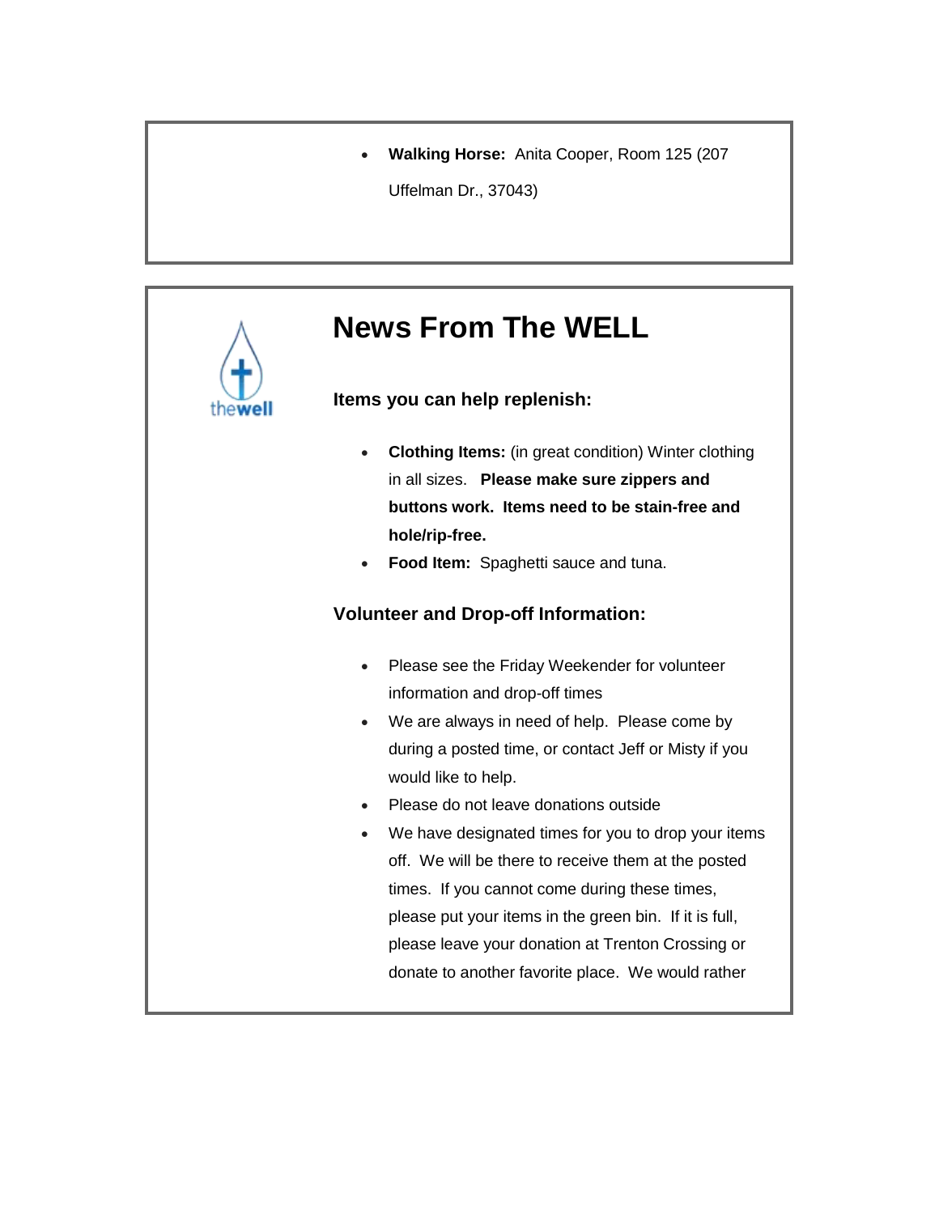- **Walking Horse:** Anita Cooper, Room 125 (207 Uffelman Dr., 37043)

## News From The WELL

### Items you can help replenish:

- **Clothing Items:** (in great condition) Winter clothing in all sizes. **Please make sure zippers and buttons work. Items need to be stain-free and hole/rip-free.**
- **Food Item:** Spaghetti sauce and tuna.

### Volunteer and Drop-off Information:

- Please see the Friday Weekender for volunteer information and drop-off times
- We are always in need of help. Please come by during a posted time, or contact Jeff or Misty if you would like to help.
- Please do not leave donations outside
- We have designated times for you to drop your items off. We will be there to receive them at the posted times. If you cannot come during these times, please put your items in the green bin. If it is full, please leave your donation at Trenton Crossing or donate to another favorite place. We would rather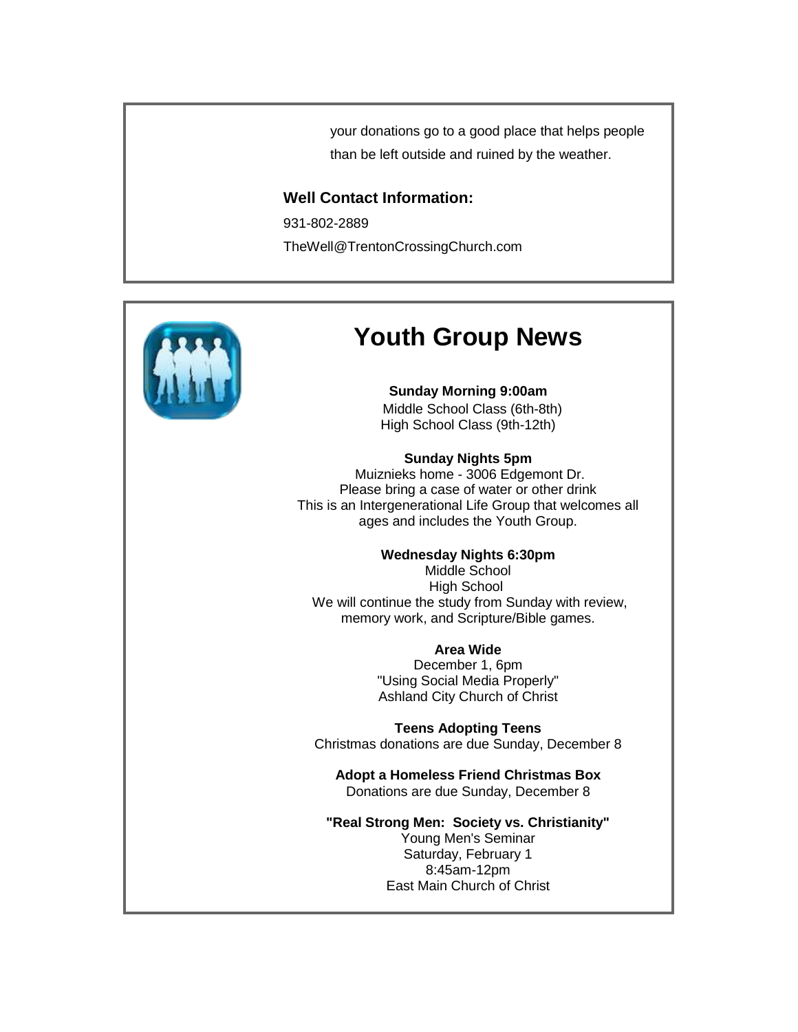your donations go to a good place that helps people than be left outside and ruined by the weather.

**Well Contact Information:**

931-802-2889

TheWell@TrentonCrossingChurch.com

# Youth Group News

**Sunday Morning 9:00am**
Middle School Class (6th-8th)
High School Class (9th-12th)

**Sunday Nights 5pm**
Muiznieks home - 3006 Edgemont Dr.
Please bring a case of water or other drink
This is an Intergenerational Life Group that welcomes all ages and includes the Youth Group.

**Wednesday Nights 6:30pm**
Middle School
High School
We will continue the study from Sunday with review, memory work, and Scripture/Bible games.

**Area Wide**
December 1, 6pm
"Using Social Media Properly"
Ashland City Church of Christ

**Teens Adopting Teens**
Christmas donations are due Sunday, December 8

**Adopt a Homeless Friend Christmas Box**
Donations are due Sunday, December 8

**"Real Strong Men: Society vs. Christianity"**
Young Men's Seminar
Saturday, February 1
8:45am-12pm
East Main Church of Christ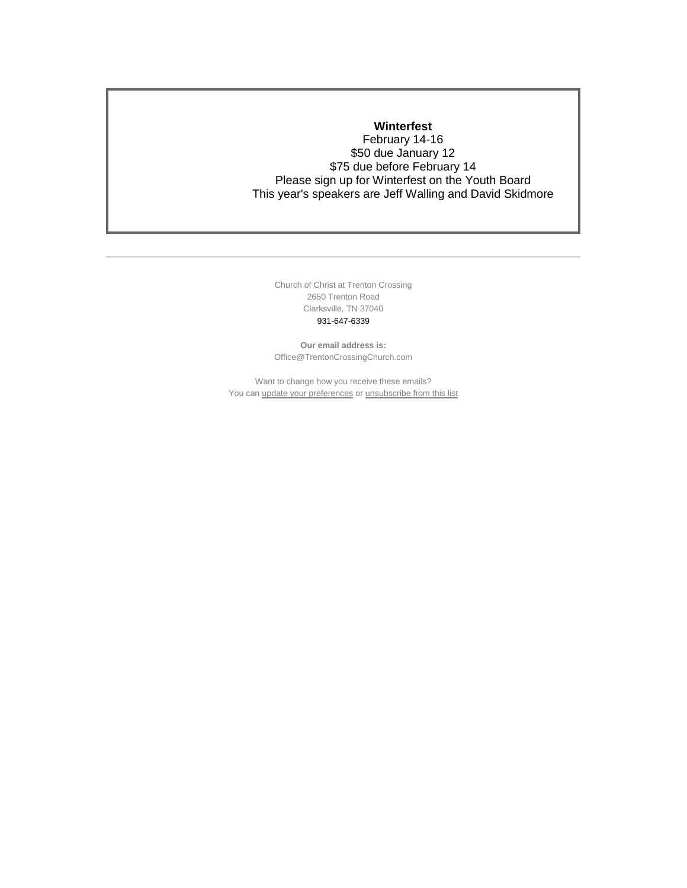**Winterfest**

February 14-16

$50 due January 12

$75 due before February 14

Please sign up for Winterfest on the Youth Board

This year's speakers are Jeff Walling and David Skidmore

---

Church of Christ at Trenton Crossing
2650 Trenton Road
Clarksville, TN 37040
931-647-6339

**Our email address is:**
Office@TrentonCrossingChurch.com

Want to change how you receive these emails?
You can update your preferences or unsubscribe from this list